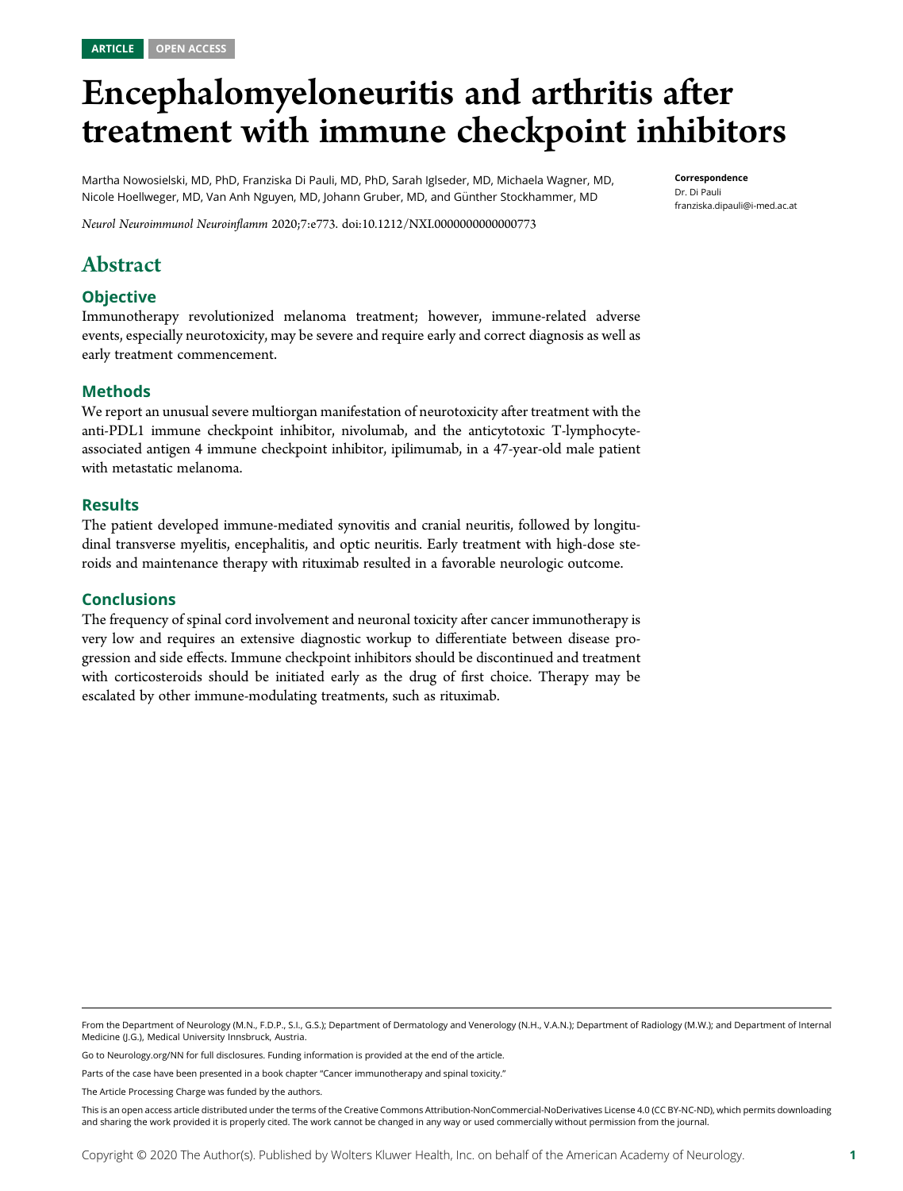ARTICLE OPEN ACCESS

# Encephalomyeloneuritis and arthritis after treatment with immune checkpoint inhibitors

Martha Nowosielski, MD, PhD, Franziska Di Pauli, MD, PhD, Sarah Iglseder, MD, Michaela Wagner, MD, Nicole Hoellweger, MD, Van Anh Nguyen, MD, Johann Gruber, MD, and Günther Stockhammer, MD

*Neurol Neuroimmunol Neuroinflamm* 2020;7:e773. doi:10.1212/NXI.0000000000000773

**Correspondence**
Dr. Di Pauli
franziska.dipauli@i-med.ac.at

## Abstract

### Objective

Immunotherapy revolutionized melanoma treatment; however, immune-related adverse events, especially neurotoxicity, may be severe and require early and correct diagnosis as well as early treatment commencement.

### Methods

We report an unusual severe multiorgan manifestation of neurotoxicity after treatment with the anti-PDL1 immune checkpoint inhibitor, nivolumab, and the anticytotoxic T-lymphocyte-associated antigen 4 immune checkpoint inhibitor, ipilimumab, in a 47-year-old male patient with metastatic melanoma.

### Results

The patient developed immune-mediated synovitis and cranial neuritis, followed by longitudinal transverse myelitis, encephalitis, and optic neuritis. Early treatment with high-dose steroids and maintenance therapy with rituximab resulted in a favorable neurologic outcome.

### Conclusions

The frequency of spinal cord involvement and neuronal toxicity after cancer immunotherapy is very low and requires an extensive diagnostic workup to differentiate between disease progression and side effects. Immune checkpoint inhibitors should be discontinued and treatment with corticosteroids should be initiated early as the drug of first choice. Therapy may be escalated by other immune-modulating treatments, such as rituximab.

From the Department of Neurology (M.N., F.D.P., S.I., G.S.); Department of Dermatology and Venerology (N.H., V.A.N.); Department of Radiology (M.W.); and Department of Internal Medicine (J.G.), Medical University Innsbruck, Austria.

Go to Neurology.org/NN for full disclosures. Funding information is provided at the end of the article.

Parts of the case have been presented in a book chapter "Cancer immunotherapy and spinal toxicity."

The Article Processing Charge was funded by the authors.

This is an open access article distributed under the terms of the Creative Commons Attribution-NonCommercial-NoDerivatives License 4.0 (CC BY-NC-ND), which permits downloading and sharing the work provided it is properly cited. The work cannot be changed in any way or used commercially without permission from the journal.

Copyright © 2020 The Author(s). Published by Wolters Kluwer Health, Inc. on behalf of the American Academy of Neurology.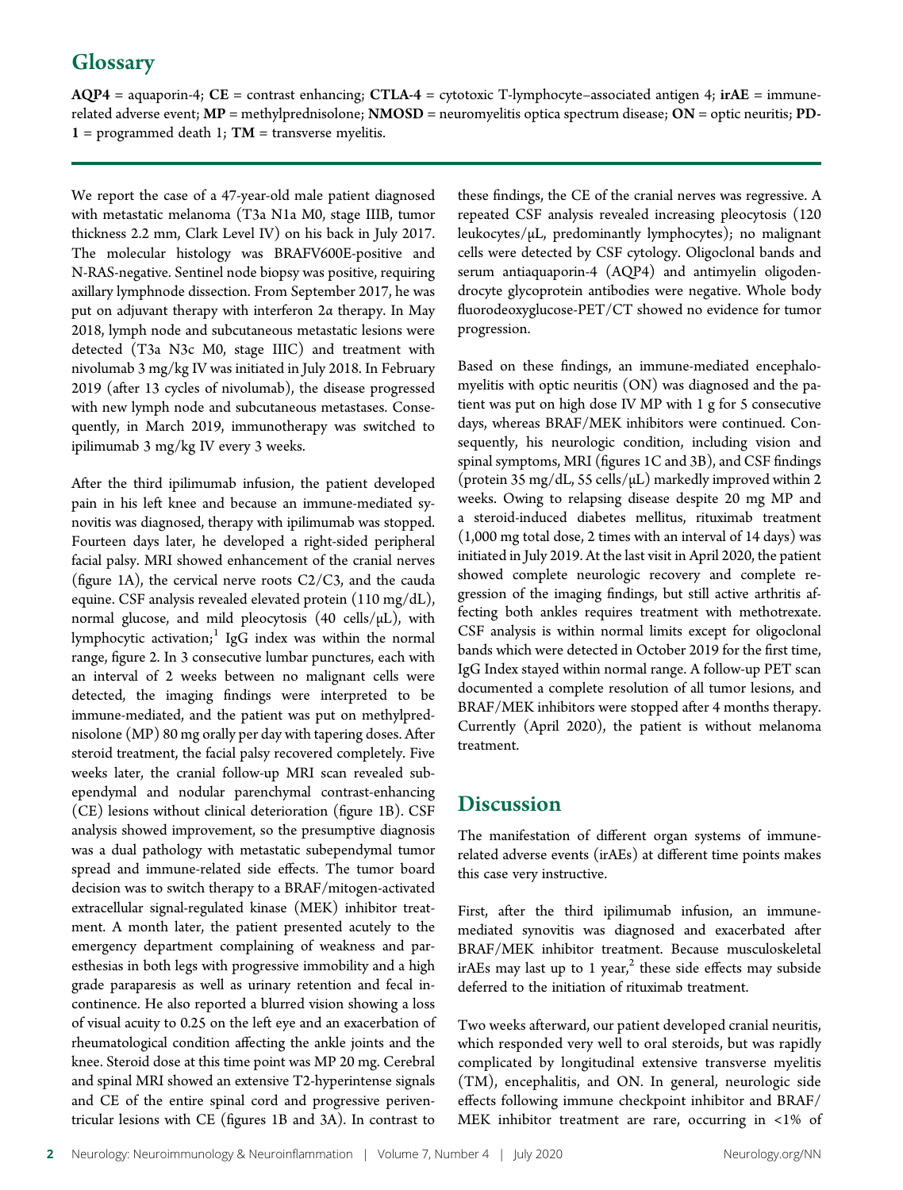## Glossary

**AQP4** = aquaporin-4; **CE** = contrast enhancing; **CTLA-4** = cytotoxic T-lymphocyte–associated antigen 4; **irAE** = immune-related adverse event; **MP** = methylprednisolone; **NMOSD** = neuromyelitis optica spectrum disease; **ON** = optic neuritis; **PD-1** = programmed death 1; **TM** = transverse myelitis.

We report the case of a 47-year-old male patient diagnosed with metastatic melanoma (T3a N1a M0, stage IIIB, tumor thickness 2.2 mm, Clark Level IV) on his back in July 2017. The molecular histology was BRAFV600E-positive and N-RAS-negative. Sentinel node biopsy was positive, requiring axillary lymphnode dissection. From September 2017, he was put on adjuvant therapy with interferon 2α therapy. In May 2018, lymph node and subcutaneous metastatic lesions were detected (T3a N3c M0, stage IIIC) and treatment with nivolumab 3 mg/kg IV was initiated in July 2018. In February 2019 (after 13 cycles of nivolumab), the disease progressed with new lymph node and subcutaneous metastases. Consequently, in March 2019, immunotherapy was switched to ipilimumab 3 mg/kg IV every 3 weeks.

After the third ipilimumab infusion, the patient developed pain in his left knee and because an immune-mediated synovitis was diagnosed, therapy with ipilimumab was stopped. Fourteen days later, he developed a right-sided peripheral facial palsy. MRI showed enhancement of the cranial nerves (figure 1A), the cervical nerve roots C2/C3, and the cauda equine. CSF analysis revealed elevated protein (110 mg/dL), normal glucose, and mild pleocytosis (40 cells/μL), with lymphocytic activation;[1] IgG index was within the normal range, figure 2. In 3 consecutive lumbar punctures, each with an interval of 2 weeks between no malignant cells were detected, the imaging findings were interpreted to be immune-mediated, and the patient was put on methylprednisolone (MP) 80 mg orally per day with tapering doses. After steroid treatment, the facial palsy recovered completely. Five weeks later, the cranial follow-up MRI scan revealed subependymal and nodular parenchymal contrast-enhancing (CE) lesions without clinical deterioration (figure 1B). CSF analysis showed improvement, so the presumptive diagnosis was a dual pathology with metastatic subependymal tumor spread and immune-related side effects. The tumor board decision was to switch therapy to a BRAF/mitogen-activated extracellular signal-regulated kinase (MEK) inhibitor treatment. A month later, the patient presented acutely to the emergency department complaining of weakness and paresthesias in both legs with progressive immobility and a high grade paraparesis as well as urinary retention and fecal incontinence. He also reported a blurred vision showing a loss of visual acuity to 0.25 on the left eye and an exacerbation of rheumatological condition affecting the ankle joints and the knee. Steroid dose at this time point was MP 20 mg. Cerebral and spinal MRI showed an extensive T2-hyperintense signals and CE of the entire spinal cord and progressive periventricular lesions with CE (figures 1B and 3A). In contrast to these findings, the CE of the cranial nerves was regressive. A repeated CSF analysis revealed increasing pleocytosis (120 leukocytes/μL, predominantly lymphocytes); no malignant cells were detected by CSF cytology. Oligoclonal bands and serum antiaquaporin-4 (AQP4) and antimyelin oligodendrocyte glycoprotein antibodies were negative. Whole body fluorodeoxyglucose-PET/CT showed no evidence for tumor progression.

Based on these findings, an immune-mediated encephalomyelitis with optic neuritis (ON) was diagnosed and the patient was put on high dose IV MP with 1 g for 5 consecutive days, whereas BRAF/MEK inhibitors were continued. Consequently, his neurologic condition, including vision and spinal symptoms, MRI (figures 1C and 3B), and CSF findings (protein 35 mg/dL, 55 cells/μL) markedly improved within 2 weeks. Owing to relapsing disease despite 20 mg MP and a steroid-induced diabetes mellitus, rituximab treatment (1,000 mg total dose, 2 times with an interval of 14 days) was initiated in July 2019. At the last visit in April 2020, the patient showed complete neurologic recovery and complete regression of the imaging findings, but still active arthritis affecting both ankles requires treatment with methotrexate. CSF analysis is within normal limits except for oligoclonal bands which were detected in October 2019 for the first time, IgG Index stayed within normal range. A follow-up PET scan documented a complete resolution of all tumor lesions, and BRAF/MEK inhibitors were stopped after 4 months therapy. Currently (April 2020), the patient is without melanoma treatment.

## Discussion

The manifestation of different organ systems of immune-related adverse events (irAEs) at different time points makes this case very instructive.

First, after the third ipilimumab infusion, an immune-mediated synovitis was diagnosed and exacerbated after BRAF/MEK inhibitor treatment. Because musculoskeletal irAEs may last up to 1 year,[2] these side effects may subside deferred to the initiation of rituximab treatment.

Two weeks afterward, our patient developed cranial neuritis, which responded very well to oral steroids, but was rapidly complicated by longitudinal extensive transverse myelitis (TM), encephalitis, and ON. In general, neurologic side effects following immune checkpoint inhibitor and BRAF/MEK inhibitor treatment are rare, occurring in <1% of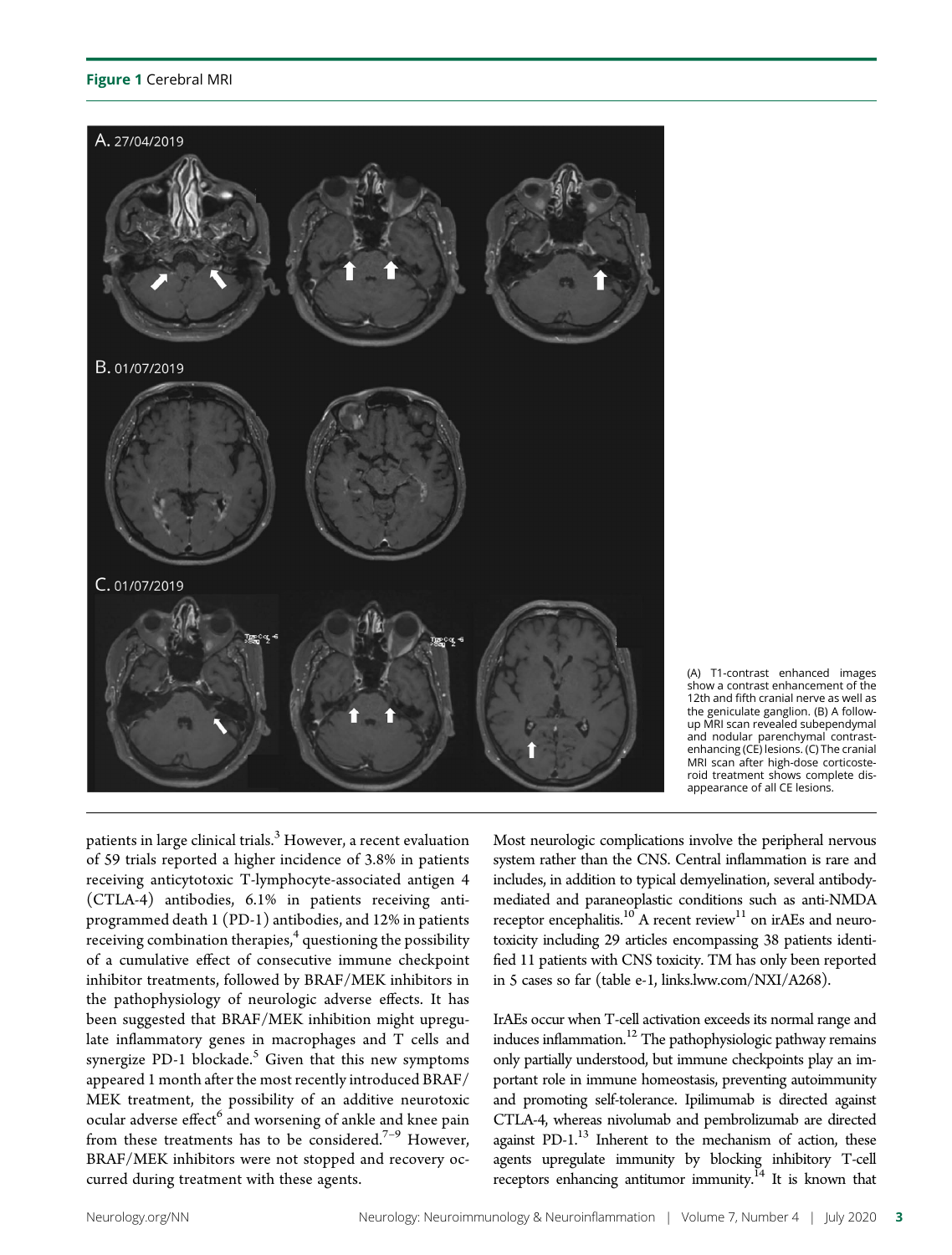**Figure 1** Cerebral MRI

(A) T1-contrast enhanced images show a contrast enhancement of the 12th and fifth cranial nerve as well as the geniculate ganglion. (B) A follow-up MRI scan revealed subependymal and nodular parenchymal contrast-enhancing (CE) lesions. (C) The cranial MRI scan after high-dose corticosteroid treatment shows complete disappearance of all CE lesions.

patients in large clinical trials.[3] However, a recent evaluation of 59 trials reported a higher incidence of 3.8% in patients receiving anticytotoxic T-lymphocyte-associated antigen 4 (CTLA-4) antibodies, 6.1% in patients receiving anti-programmed death 1 (PD-1) antibodies, and 12% in patients receiving combination therapies,[4] questioning the possibility of a cumulative effect of consecutive immune checkpoint inhibitor treatments, followed by BRAF/MEK inhibitors in the pathophysiology of neurologic adverse effects. It has been suggested that BRAF/MEK inhibition might upregulate inflammatory genes in macrophages and T cells and synergize PD-1 blockade.[5] Given that this new symptoms appeared 1 month after the most recently introduced BRAF/MEK treatment, the possibility of an additive neurotoxic ocular adverse effect[6] and worsening of ankle and knee pain from these treatments has to be considered.[7–9] However, BRAF/MEK inhibitors were not stopped and recovery occurred during treatment with these agents.

Most neurologic complications involve the peripheral nervous system rather than the CNS. Central inflammation is rare and includes, in addition to typical demyelination, several antibody-mediated and paraneoplastic conditions such as anti-NMDA receptor encephalitis.[10] A recent review[11] on irAEs and neurotoxicity including 29 articles encompassing 38 patients identified 11 patients with CNS toxicity. TM has only been reported in 5 cases so far (table e-1, links.lww.com/NXI/A268).

IrAEs occur when T-cell activation exceeds its normal range and induces inflammation.[12] The pathophysiologic pathway remains only partially understood, but immune checkpoints play an important role in immune homeostasis, preventing autoimmunity and promoting self-tolerance. Ipilimumab is directed against CTLA-4, whereas nivolumab and pembrolizumab are directed against PD-1.[13] Inherent to the mechanism of action, these agents upregulate immunity by blocking inhibitory T-cell receptors enhancing antitumor immunity.[14] It is known that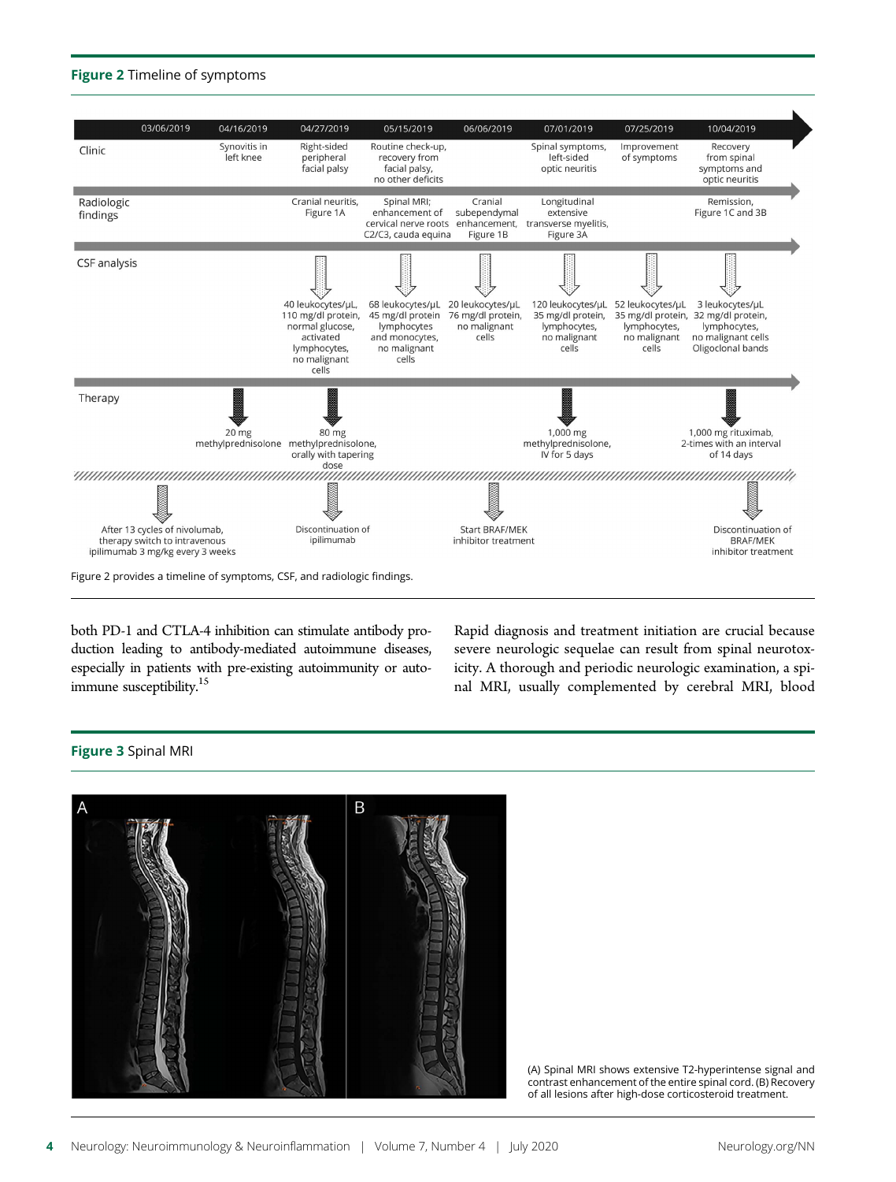**Figure 2** Timeline of symptoms

| | 03/06/2019 | 04/16/2019 | 04/27/2019 | 05/15/2019 | 06/06/2019 | 07/01/2019 | 07/25/2019 | 10/04/2019 |
|---|---|---|---|---|---|---|---|---|
| Clinic | | Synovitis in left knee | Right-sided peripheral facial palsy | Routine check-up, recovery from facial palsy, no other deficits | | Spinal symptoms, left-sided optic neuritis | Improvement of symptoms | Recovery from spinal symptoms and optic neuritis |
| Radiologic findings | | | Cranial neuritis, Figure 1A | Spinal MRI; enhancement of cervical nerve roots C2/C3, cauda equina | Cranial subependymal enhancement, Figure 1B | Longitudinal extensive transverse myelitis, Figure 3A | | Remission, Figure 1C and 3B |
| CSF analysis | | | 40 leukocytes/μL, 110 mg/dl protein, normal glucose, activated lymphocytes, no malignant cells | 68 leukocytes/μL 45 mg/dl protein lymphocytes and monocytes, no malignant cells | 20 leukocytes/μL 76 mg/dl protein, no malignant cells | 120 leukocytes/μL 35 mg/dl protein, lymphocytes, no malignant cells | 52 leukocytes/μL 35 mg/dl protein, lymphocytes, no malignant cells | 3 leukocytes/μL 32 mg/dl protein, lymphocytes, no malignant cells Oligoclonal bands |
| Therapy | | 20 mg methylprednisolone | 80 mg methylprednisolone, orally with tapering dose | | | 1,000 mg methylprednisolone, IV for 5 days | | 1,000 mg rituximab, 2-times with an interval of 14 days |
| | After 13 cycles of nivolumab, therapy switch to intravenous ipilimumab 3 mg/kg every 3 weeks | | Discontinuation of ipilimumab | | Start BRAF/MEK inhibitor treatment | | | Discontinuation of BRAF/MEK inhibitor treatment |

Figure 2 provides a timeline of symptoms, CSF, and radiologic findings.

both PD-1 and CTLA-4 inhibition can stimulate antibody production leading to antibody-mediated autoimmune diseases, especially in patients with pre-existing autoimmunity or autoimmune susceptibility.[15]

Rapid diagnosis and treatment initiation are crucial because severe neurologic sequelae can result from spinal neurotoxicity. A thorough and periodic neurologic examination, a spinal MRI, usually complemented by cerebral MRI, blood

**Figure 3** Spinal MRI

(A) Spinal MRI shows extensive T2-hyperintense signal and contrast enhancement of the entire spinal cord. (B) Recovery of all lesions after high-dose corticosteroid treatment.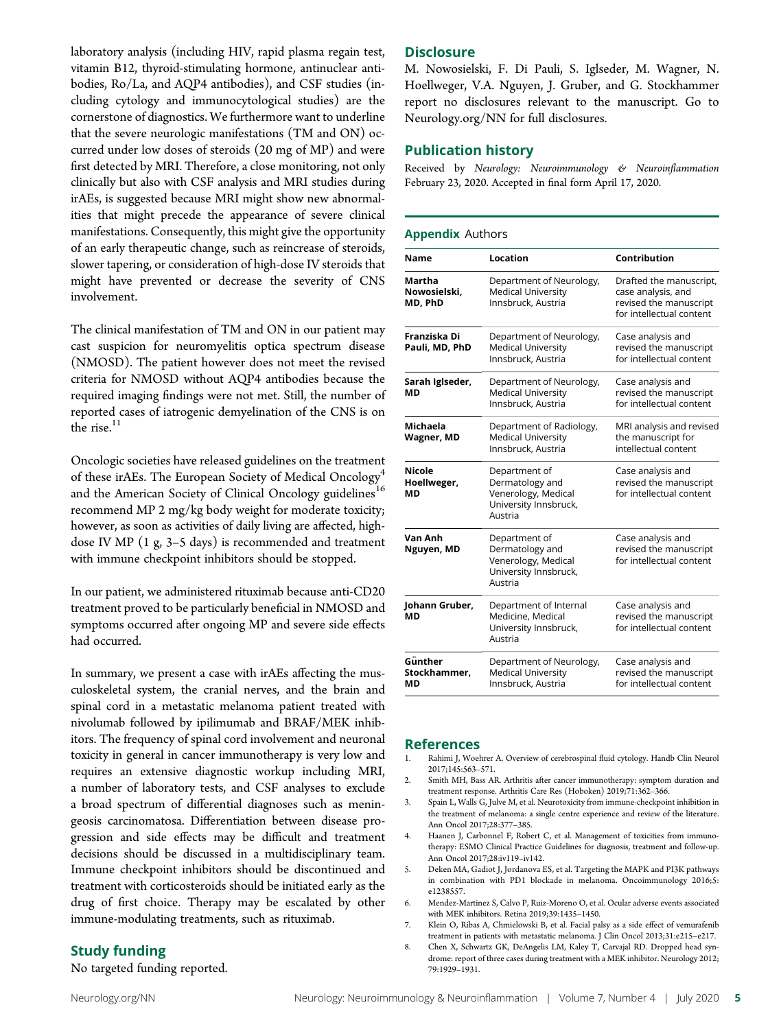laboratory analysis (including HIV, rapid plasma regain test, vitamin B12, thyroid-stimulating hormone, antinuclear antibodies, Ro/La, and AQP4 antibodies), and CSF studies (including cytology and immunocytological studies) are the cornerstone of diagnostics. We furthermore want to underline that the severe neurologic manifestations (TM and ON) occurred under low doses of steroids (20 mg of MP) and were first detected by MRI. Therefore, a close monitoring, not only clinically but also with CSF analysis and MRI studies during irAEs, is suggested because MRI might show new abnormalities that might precede the appearance of severe clinical manifestations. Consequently, this might give the opportunity of an early therapeutic change, such as reincrease of steroids, slower tapering, or consideration of high-dose IV steroids that might have prevented or decrease the severity of CNS involvement.

The clinical manifestation of TM and ON in our patient may cast suspicion for neuromyelitis optica spectrum disease (NMOSD). The patient however does not meet the revised criteria for NMOSD without AQP4 antibodies because the required imaging findings were not met. Still, the number of reported cases of iatrogenic demyelination of the CNS is on the rise.[11]

Oncologic societies have released guidelines on the treatment of these irAEs. The European Society of Medical Oncology[4] and the American Society of Clinical Oncology guidelines[16] recommend MP 2 mg/kg body weight for moderate toxicity; however, as soon as activities of daily living are affected, high-dose IV MP (1 g, 3–5 days) is recommended and treatment with immune checkpoint inhibitors should be stopped.

In our patient, we administered rituximab because anti-CD20 treatment proved to be particularly beneficial in NMOSD and symptoms occurred after ongoing MP and severe side effects had occurred.

In summary, we present a case with irAEs affecting the musculoskeletal system, the cranial nerves, and the brain and spinal cord in a metastatic melanoma patient treated with nivolumab followed by ipilimumab and BRAF/MEK inhibitors. The frequency of spinal cord involvement and neuronal toxicity in general in cancer immunotherapy is very low and requires an extensive diagnostic workup including MRI, a number of laboratory tests, and CSF analyses to exclude a broad spectrum of differential diagnoses such as meningeosis carcinomatosa. Differentiation between disease progression and side effects may be difficult and treatment decisions should be discussed in a multidisciplinary team. Immune checkpoint inhibitors should be discontinued and treatment with corticosteroids should be initiated early as the drug of first choice. Therapy may be escalated by other immune-modulating treatments, such as rituximab.

## Study funding

No targeted funding reported.

## Disclosure

M. Nowosielski, F. Di Pauli, S. Iglseder, M. Wagner, N. Hoellweger, V.A. Nguyen, J. Gruber, and G. Stockhammer report no disclosures relevant to the manuscript. Go to Neurology.org/NN for full disclosures.

## Publication history

Received by *Neurology: Neuroimmunology & Neuroinflammation* February 23, 2020. Accepted in final form April 17, 2020.

**Appendix** Authors

| Name | Location | Contribution |
|---|---|---|
| **Martha Nowosielski, MD, PhD** | Department of Neurology, Medical University Innsbruck, Austria | Drafted the manuscript, case analysis, and revised the manuscript for intellectual content |
| **Franziska Di Pauli, MD, PhD** | Department of Neurology, Medical University Innsbruck, Austria | Case analysis and revised the manuscript for intellectual content |
| **Sarah Iglseder, MD** | Department of Neurology, Medical University Innsbruck, Austria | Case analysis and revised the manuscript for intellectual content |
| **Michaela Wagner, MD** | Department of Radiology, Medical University Innsbruck, Austria | MRI analysis and revised the manuscript for intellectual content |
| **Nicole Hoellweger, MD** | Department of Dermatology and Venerology, Medical University Innsbruck, Austria | Case analysis and revised the manuscript for intellectual content |
| **Van Anh Nguyen, MD** | Department of Dermatology and Venerology, Medical University Innsbruck, Austria | Case analysis and revised the manuscript for intellectual content |
| **Johann Gruber, MD** | Department of Internal Medicine, Medical University Innsbruck, Austria | Case analysis and revised the manuscript for intellectual content |
| **Günther Stockhammer, MD** | Department of Neurology, Medical University Innsbruck, Austria | Case analysis and revised the manuscript for intellectual content |

## References

1. Rahimi J, Woehrer A. Overview of cerebrospinal fluid cytology. Handb Clin Neurol 2017;145:563–571.
2. Smith MH, Bass AR. Arthritis after cancer immunotherapy: symptom duration and treatment response. Arthritis Care Res (Hoboken) 2019;71:362–366.
3. Spain L, Walls G, Julve M, et al. Neurotoxicity from immune-checkpoint inhibition in the treatment of melanoma: a single centre experience and review of the literature. Ann Oncol 2017;28:377–385.
4. Haanen J, Carbonnel F, Robert C, et al. Management of toxicities from immunotherapy: ESMO Clinical Practice Guidelines for diagnosis, treatment and follow-up. Ann Oncol 2017;28:iv119–iv142.
5. Deken MA, Gadiot J, Jordanova ES, et al. Targeting the MAPK and PI3K pathways in combination with PD1 blockade in melanoma. Oncoimmunology 2016;5:e1238557.
6. Mendez-Martinez S, Calvo P, Ruiz-Moreno O, et al. Ocular adverse events associated with MEK inhibitors. Retina 2019;39:1435–1450.
7. Klein O, Ribas A, Chmielowski B, et al. Facial palsy as a side effect of vemurafenib treatment in patients with metastatic melanoma. J Clin Oncol 2013;31:e215–e217.
8. Chen X, Schwartz GK, DeAngelis LM, Kaley T, Carvajal RD. Dropped head syndrome: report of three cases during treatment with a MEK inhibitor. Neurology 2012;79:1929–1931.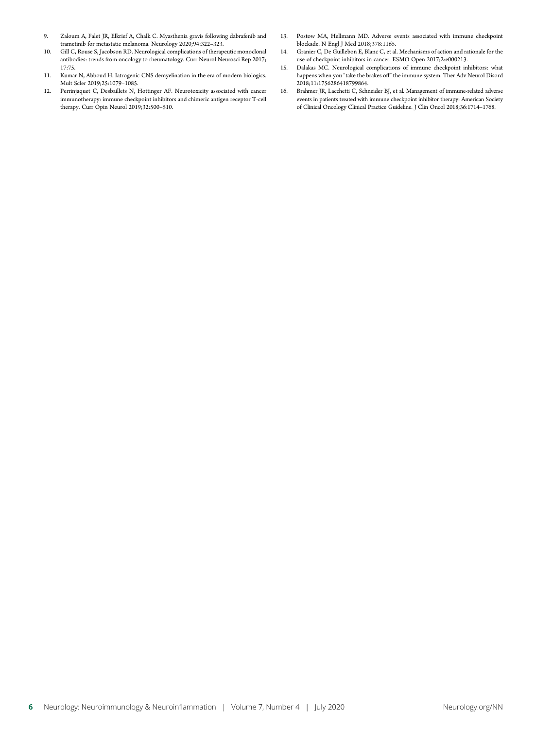9. Zaloum A, Falet JR, Elkrief A, Chalk C. Myasthenia gravis following dabrafenib and trametinib for metastatic melanoma. Neurology 2020;94:322–323.
10. Gill C, Rouse S, Jacobson RD. Neurological complications of therapeutic monoclonal antibodies: trends from oncology to rheumatology. Curr Neurol Neurosci Rep 2017; 17:75.
11. Kumar N, Abboud H. Iatrogenic CNS demyelination in the era of modern biologics. Mult Scler 2019;25:1079–1085.
12. Perrinjaquet C, Desbaillets N, Hottinger AF. Neurotoxicity associated with cancer immunotherapy: immune checkpoint inhibitors and chimeric antigen receptor T-cell therapy. Curr Opin Neurol 2019;32:500–510.
13. Postow MA, Hellmann MD. Adverse events associated with immune checkpoint blockade. N Engl J Med 2018;378:1165.
14. Granier C, De Guillebon E, Blanc C, et al. Mechanisms of action and rationale for the use of checkpoint inhibitors in cancer. ESMO Open 2017;2:e000213.
15. Dalakas MC. Neurological complications of immune checkpoint inhibitors: what happens when you "take the brakes off" the immune system. Ther Adv Neurol Disord 2018;11:1756286418799864.
16. Brahmer JR, Lacchetti C, Schneider BJ, et al. Management of immune-related adverse events in patients treated with immune checkpoint inhibitor therapy: American Society of Clinical Oncology Clinical Practice Guideline. J Clin Oncol 2018;36:1714–1768.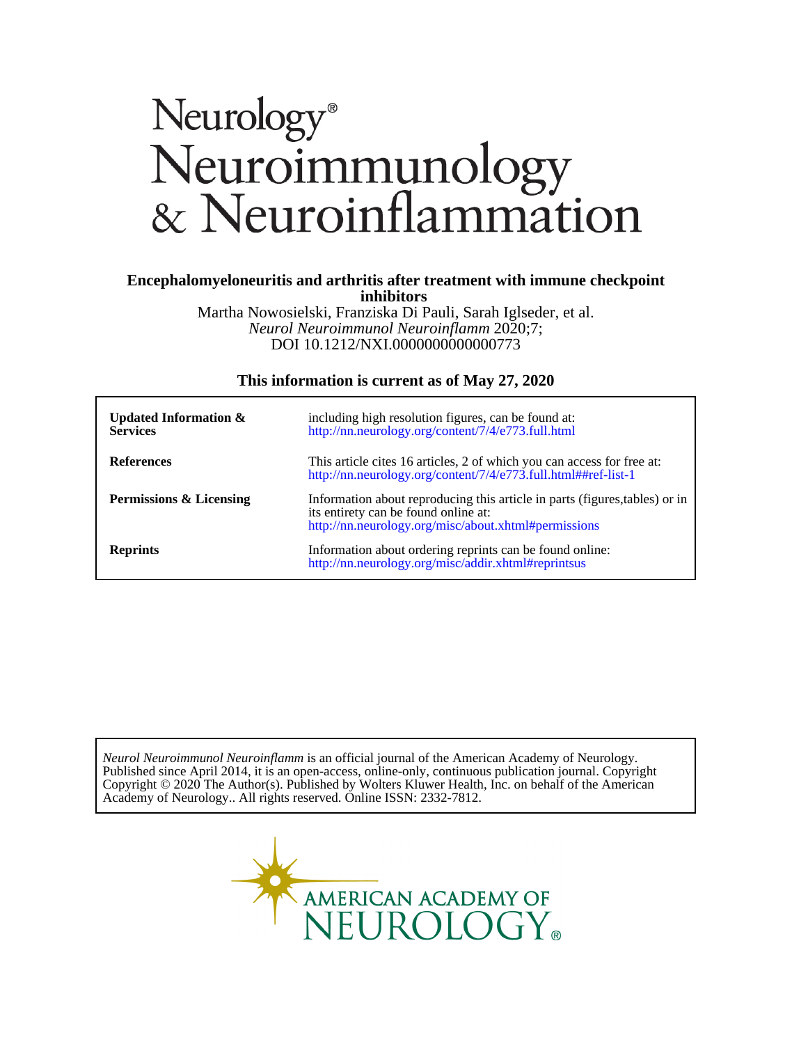# Neurology® Neuroimmunology & Neuroinflammation

**Encephalomyeloneuritis and arthritis after treatment with immune checkpoint inhibitors**

Martha Nowosielski, Franziska Di Pauli, Sarah Iglseder, et al.
*Neurol Neuroimmunol Neuroinflamm* 2020;7;
DOI 10.1212/NXI.0000000000000773

**This information is current as of May 27, 2020**

| | |
|---|---|
| **Updated Information & Services** | including high resolution figures, can be found at: http://nn.neurology.org/content/7/4/e773.full.html |
| **References** | This article cites 16 articles, 2 of which you can access for free at: http://nn.neurology.org/content/7/4/e773.full.html##ref-list-1 |
| **Permissions & Licensing** | Information about reproducing this article in parts (figures,tables) or in its entirety can be found online at: http://nn.neurology.org/misc/about.xhtml#permissions |
| **Reprints** | Information about ordering reprints can be found online: http://nn.neurology.org/misc/addir.xhtml#reprintsus |

*Neurol Neuroimmunol Neuroinflamm* is an official journal of the American Academy of Neurology. Published since April 2014, it is an open-access, online-only, continuous publication journal. Copyright Copyright © 2020 The Author(s). Published by Wolters Kluwer Health, Inc. on behalf of the American Academy of Neurology.. All rights reserved. Online ISSN: 2332-7812.

AMERICAN ACADEMY OF NEUROLOGY®